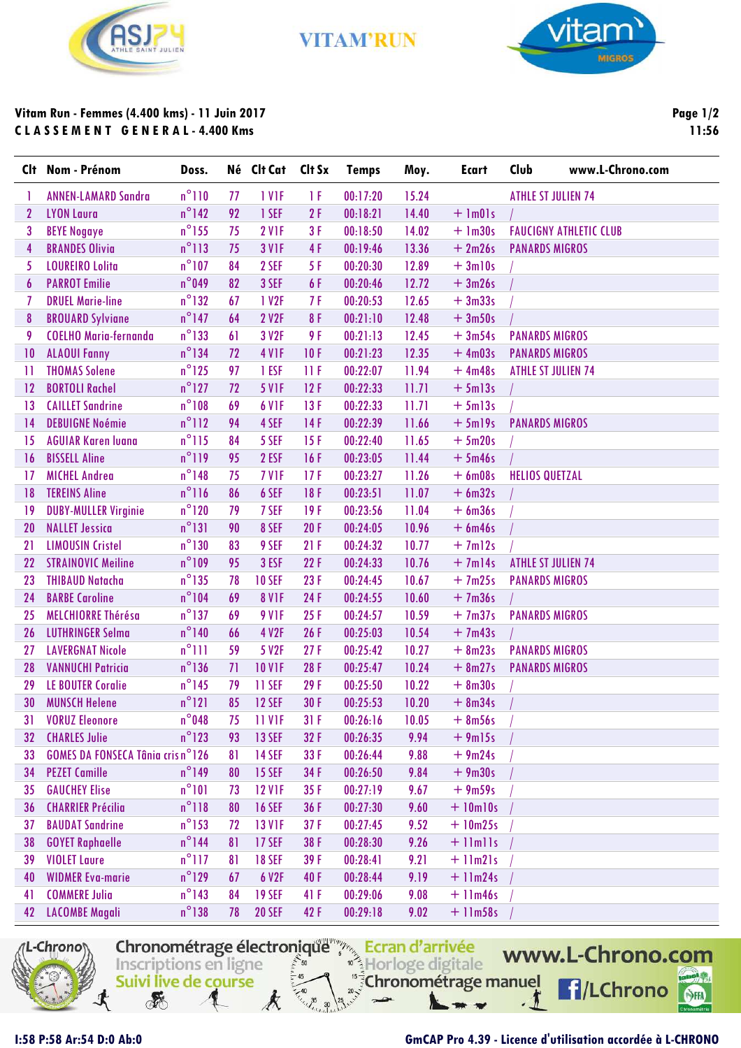VITAM'RUN

**Vitam Run - Femmes (4.400 kms) - 11 Juin 2017**
**C L A S S E M E N T   G E N E R A L - 4.400 Kms**

Page 1/2
11:56

| Clt | Nom - Prénom | Doss. | Né | Clt Cat | Clt Sx | Temps | Moy. | Ecart | Club | www.L-Chrono.com |
|---|---|---|---|---|---|---|---|---|---|---|
| 1 | ANNEN-LAMARD Sandra | n°110 | 77 | 1 V1F | 1 F | 00:17:20 | 15.24 | | ATHLE ST JULIEN 74 | |
| 2 | LYON Laura | n°142 | 92 | 1 SEF | 2 F | 00:18:21 | 14.40 | + 1m01s | / | |
| 3 | BEYE Nogaye | n°155 | 75 | 2 V1F | 3 F | 00:18:50 | 14.02 | + 1m30s | FAUCIGNY ATHLETIC CLUB | |
| 4 | BRANDES Olivia | n°113 | 75 | 3 V1F | 4 F | 00:19:46 | 13.36 | + 2m26s | PANARDS MIGROS | |
| 5 | LOUREIRO Lolita | n°107 | 84 | 2 SEF | 5 F | 00:20:30 | 12.89 | + 3m10s | / | |
| 6 | PARROT Emilie | n°049 | 82 | 3 SEF | 6 F | 00:20:46 | 12.72 | + 3m26s | / | |
| 7 | DRUEL Marie-line | n°132 | 67 | 1 V2F | 7 F | 00:20:53 | 12.65 | + 3m33s | / | |
| 8 | BROUARD Sylviane | n°147 | 64 | 2 V2F | 8 F | 00:21:10 | 12.48 | + 3m50s | / | |
| 9 | COELHO Maria-fernanda | n°133 | 61 | 3 V2F | 9 F | 00:21:13 | 12.45 | + 3m54s | PANARDS MIGROS | |
| 10 | ALAOUI Fanny | n°134 | 72 | 4 V1F | 10 F | 00:21:23 | 12.35 | + 4m03s | PANARDS MIGROS | |
| 11 | THOMAS Solene | n°125 | 97 | 1 ESF | 11 F | 00:22:07 | 11.94 | + 4m48s | ATHLE ST JULIEN 74 | |
| 12 | BORTOLI Rachel | n°127 | 72 | 5 V1F | 12 F | 00:22:33 | 11.71 | + 5m13s | / | |
| 13 | CAILLET Sandrine | n°108 | 69 | 6 V1F | 13 F | 00:22:33 | 11.71 | + 5m13s | / | |
| 14 | DEBUIGNE Noémie | n°112 | 94 | 4 SEF | 14 F | 00:22:39 | 11.66 | + 5m19s | PANARDS MIGROS | |
| 15 | AGUIAR Karen luana | n°115 | 84 | 5 SEF | 15 F | 00:22:40 | 11.65 | + 5m20s | / | |
| 16 | BISSELL Aline | n°119 | 95 | 2 ESF | 16 F | 00:23:05 | 11.44 | + 5m46s | / | |
| 17 | MICHEL Andrea | n°148 | 75 | 7 V1F | 17 F | 00:23:27 | 11.26 | + 6m08s | HELIOS QUETZAL | |
| 18 | TEREINS Aline | n°116 | 86 | 6 SEF | 18 F | 00:23:51 | 11.07 | + 6m32s | / | |
| 19 | DUBY-MULLER Virginie | n°120 | 79 | 7 SEF | 19 F | 00:23:56 | 11.04 | + 6m36s | / | |
| 20 | NALLET Jessica | n°131 | 90 | 8 SEF | 20 F | 00:24:05 | 10.96 | + 6m46s | / | |
| 21 | LIMOUSIN Cristel | n°130 | 83 | 9 SEF | 21 F | 00:24:32 | 10.77 | + 7m12s | / | |
| 22 | STRAINOVIC Meiline | n°109 | 95 | 3 ESF | 22 F | 00:24:33 | 10.76 | + 7m14s | ATHLE ST JULIEN 74 | |
| 23 | THIBAUD Natacha | n°135 | 78 | 10 SEF | 23 F | 00:24:45 | 10.67 | + 7m25s | PANARDS MIGROS | |
| 24 | BARBE Caroline | n°104 | 69 | 8 V1F | 24 F | 00:24:55 | 10.60 | + 7m36s | / | |
| 25 | MELCHIORRE Thérésa | n°137 | 69 | 9 V1F | 25 F | 00:24:57 | 10.59 | + 7m37s | PANARDS MIGROS | |
| 26 | LUTHRINGER Selma | n°140 | 66 | 4 V2F | 26 F | 00:25:03 | 10.54 | + 7m43s | / | |
| 27 | LAVERGNAT Nicole | n°111 | 59 | 5 V2F | 27 F | 00:25:42 | 10.27 | + 8m23s | PANARDS MIGROS | |
| 28 | VANNUCHI Patricia | n°136 | 71 | 10 V1F | 28 F | 00:25:47 | 10.24 | + 8m27s | PANARDS MIGROS | |
| 29 | LE BOUTER Coralie | n°145 | 79 | 11 SEF | 29 F | 00:25:50 | 10.22 | + 8m30s | / | |
| 30 | MUNSCH Helene | n°121 | 85 | 12 SEF | 30 F | 00:25:53 | 10.20 | + 8m34s | / | |
| 31 | VORUZ Eleonore | n°048 | 75 | 11 V1F | 31 F | 00:26:16 | 10.05 | + 8m56s | / | |
| 32 | CHARLES Julie | n°123 | 93 | 13 SEF | 32 F | 00:26:35 | 9.94 | + 9m15s | / | |
| 33 | GOMES DA FONSECA Tânia cris | n°126 | 81 | 14 SEF | 33 F | 00:26:44 | 9.88 | + 9m24s | / | |
| 34 | PEZET Camille | n°149 | 80 | 15 SEF | 34 F | 00:26:50 | 9.84 | + 9m30s | / | |
| 35 | GAUCHEY Elise | n°101 | 73 | 12 V1F | 35 F | 00:27:19 | 9.67 | + 9m59s | / | |
| 36 | CHARRIER Précilia | n°118 | 80 | 16 SEF | 36 F | 00:27:30 | 9.60 | + 10m10s | / | |
| 37 | BAUDAT Sandrine | n°153 | 72 | 13 V1F | 37 F | 00:27:45 | 9.52 | + 10m25s | / | |
| 38 | GOYET Raphaelle | n°144 | 81 | 17 SEF | 38 F | 00:28:30 | 9.26 | + 11m11s | / | |
| 39 | VIOLET Laure | n°117 | 81 | 18 SEF | 39 F | 00:28:41 | 9.21 | + 11m21s | / | |
| 40 | WIDMER Eva-marie | n°129 | 67 | 6 V2F | 40 F | 00:28:44 | 9.19 | + 11m24s | / | |
| 41 | COMMERE Julia | n°143 | 84 | 19 SEF | 41 F | 00:29:06 | 9.08 | + 11m46s | / | |
| 42 | LACOMBE Magali | n°138 | 78 | 20 SEF | 42 F | 00:29:18 | 9.02 | + 11m58s | / | |

Chronométrage électronique · Inscriptions en ligne · Suivi live de course · Ecran d'arrivée · Horloge digitale · Chronométrage manuel · www.L-Chrono.com · /LChrono

I:58 P:58 Ar:54 D:0 Ab:0

GmCAP Pro 4.39 - Licence d'utilisation accordée à L-CHRONO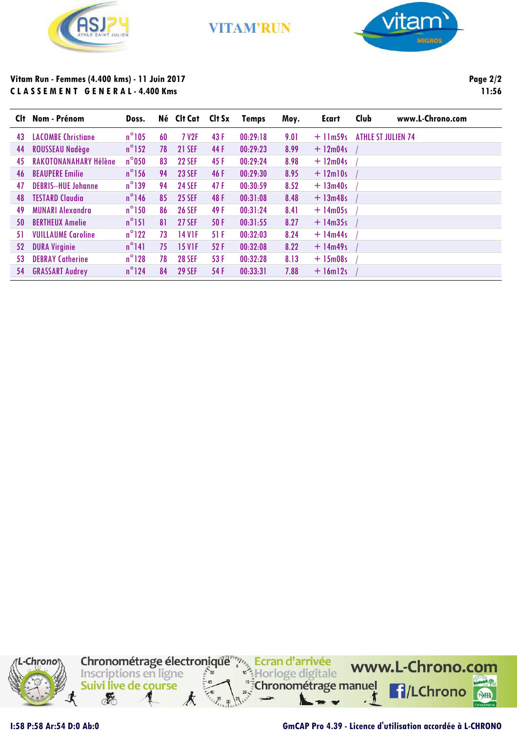VITAM'RUN

**Vitam Run - Femmes (4.400 kms) - 11 Juin 2017**
**CLASSEMENT GENERAL - 4.400 Kms**

| Clt | Nom - Prénom | Doss. | Né | Clt Cat | Clt Sx | Temps | Moy. | Ecart | Club |
|---|---|---|---|---|---|---|---|---|---|
| 43 | LACOMBE Christiane | n°105 | 60 | 7 V2F | 43 F | 00:29:18 | 9.01 | + 11m59s | ATHLE ST JULIEN 74 |
| 44 | ROUSSEAU Nadège | n°152 | 78 | 21 SEF | 44 F | 00:29:23 | 8.99 | + 12m04s | / |
| 45 | RAKOTONANAHARY Hélène | n°050 | 83 | 22 SEF | 45 F | 00:29:24 | 8.98 | + 12m04s | / |
| 46 | BEAUPERE Emilie | n°156 | 94 | 23 SEF | 46 F | 00:29:30 | 8.95 | + 12m10s | / |
| 47 | DEBRIS--HUE Johanne | n°139 | 94 | 24 SEF | 47 F | 00:30:59 | 8.52 | + 13m40s | / |
| 48 | TESTARD Claudia | n°146 | 85 | 25 SEF | 48 F | 00:31:08 | 8.48 | + 13m48s | / |
| 49 | MUNARI Alexandra | n°150 | 86 | 26 SEF | 49 F | 00:31:24 | 8.41 | + 14m05s | / |
| 50 | BERTHEUX Amelie | n°151 | 81 | 27 SEF | 50 F | 00:31:55 | 8.27 | + 14m35s | / |
| 51 | VUILLAUME Caroline | n°122 | 73 | 14 V1F | 51 F | 00:32:03 | 8.24 | + 14m44s | / |
| 52 | DURA Virginie | n°141 | 75 | 15 V1F | 52 F | 00:32:08 | 8.22 | + 14m49s | / |
| 53 | DEBRAY Catherine | n°128 | 78 | 28 SEF | 53 F | 00:32:28 | 8.13 | + 15m08s | / |
| 54 | GRASSART Audrey | n°124 | 84 | 29 SEF | 54 F | 00:33:31 | 7.88 | + 16m12s | / |

I:58 P:58 Ar:54 D:0 Ab:0

GmCAP Pro 4.39 - Licence d'utilisation accordée à L-CHRONO